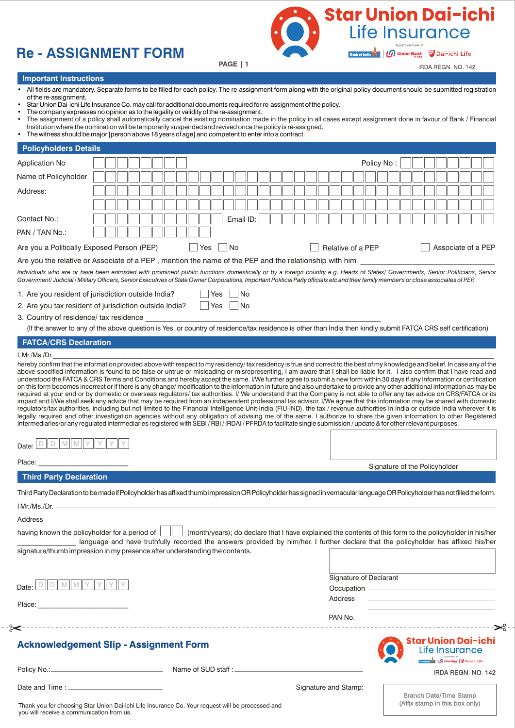# Re - ASSIGNMENT FORM

Star Union Dai-ichi Life Insurance

A joint venture of Bank of India | Union Bank of India | Dai-ichi Life

IRDA REGN. NO. 142

## Important Instructions

- All fields are mandatory. Separate forms to be filled for each policy. The re-assignment form along with the original policy document should be submitted registration of the re-assignment.
- Star Union Dai-ichi Life Insurance Co. may call for additional documents required for re-assignment of the policy.
- The company expresses no opinion as to the legality or validity of the re-assignment.
- The assignment of a policy shall automatically cancel the existing nomination made in the policy in all cases except assignment done in favour of Bank / Financial Institution where the nomination will be temporarily suspended and revived once the policy is re-assigned.
- The witness should be major [person above 18 years of age] and competent to enter into a contract.

## Policyholders Details

Application No ____________ Policy No.: ____________

Name of Policyholder ____________

Address: ____________

Contact No.: ____________ Email ID: ____________

PAN / TAN No.: ____________

Are you a Politically Exposed Person (PEP) ☐ Yes ☐ No ☐ Relative of a PEP ☐ Associate of a PEP

Are you the relative or Associate of a PEP , mention the name of the PEP and the relationship with him ____________

*Individuals who are or have been entrusted with prominent public functions domestically or by a foreign country e.g. Heads of States/ Governments, Senior Politicians, Senior Government/ Judicial / Military Officers, Senior Executives of State Owner Corporations, Important Political Party officials etc and their family member's or close associates of PEP.*

1. Are you resident of jurisdiction outside India? ☐ Yes ☐ No
2. Are you tax resident of jurisdiction outside India? ☐ Yes ☐ No
3. Country of residence/ tax residence ____________

(If the answer to any of the above question is Yes, or country of residence/tax residence is other than India then kindly submit FATCA CRS self certification)

## FATCA/CRS Declaration

I, Mr./Ms./Dr. ____________

hereby confirm that the information provided above with respect to my residency/ tax residency is true and correct to the best of my knowledge and belief. In case any of the above specified information is found to be false or untrue or misleading or misrepresenting, I am aware that I shall be liable for it. I also confirm that I have read and understood the FATCA & CRS Terms and Conditions and hereby accept the same. I/We further agree to submit a new form within 30 days if any information or certification on this form becomes incorrect or if there is any change/ modification to the information in future and also undertake to provide any other additional information as may be required at your end or by domestic or overseas regulators/ tax authorities. I/ We understand that the Company is not able to offer any tax advice on CRS/FATCA or its impact and I/We shall seek any advice that may be required from an independent professional tax advisor. I/We agree that this information may be shared with domestic regulators/tax authorities, including but not limited to the Financial Intelligence Unit-India (FIU-IND), the tax / revenue authorities in India or outside India wherever it is legally required and other investigation agencies without any obligation of advising me of the same. I authorize to share the given information to other Registered Intermediaries/or any regulated intermediaries registered with SEBI / RBI / IRDAI / PFRDA to facilitate single submission / update & for other relevant purposes.

Date: D D M M Y Y Y Y

Place: ____________

Signature of the Policyholder

## Third Party Declaration

Third Party Declaration to be made if Policyholder has affixed thumb impression OR Policyholder has signed in vernacular language OR Policyholder has not filled the form.

I Mr./Ms./Dr. ____________

Address ____________

having known the policyholder for a period of ☐☐ (month/years); do declare that I have explained the contents of this form to the policyholder in his/her ____________ language and have truthfully recorded the answers provided by him/her. I further declare that the policyholder has affixed his/her signature/thumb impression in my presence after understanding the contents.

Date: D D M M Y Y Y Y

Place: ____________

Signature of Declarant

Occupation ____________

Address ____________

PAN No. ____________

---

## Acknowledgement Slip - Assignment Form

Star Union Dai-ichi Life Insurance

IRDA REGN. NO. 142

Policy No.: ____________ Name of SUD staff : ____________

Date and Time : ____________ Signature and Stamp:

Branch Date/Time Stamp (Affix stamp in this box only)

Thank you for choosing Star Union Dai-ichi Life Insurance Co. Your request will be processed and you will receive a communication from us.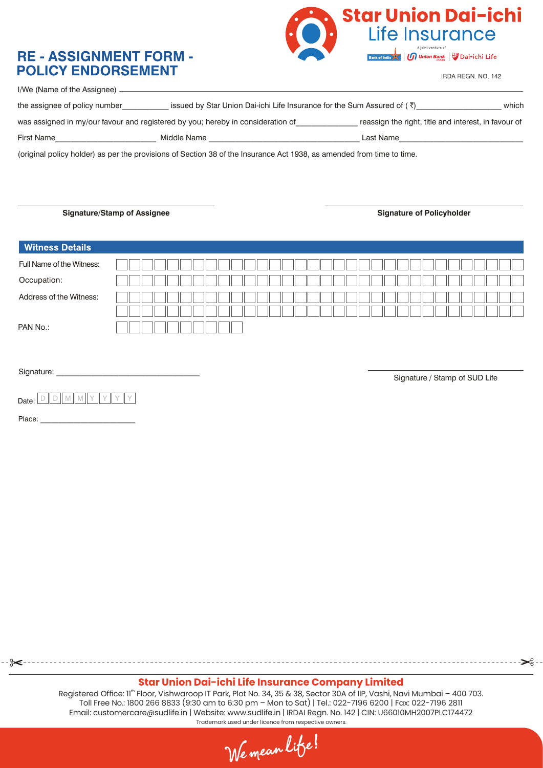**Star Union Dai-ichi Life Insurance**

A joint venture of Bank of India | Union Bank | Dai-ichi Life

# RE - ASSIGNMENT FORM - POLICY ENDORSEMENT

IRDA REGN. NO. 142

I/We (Name of the Assignee) ____________________________________________

the assignee of policy number__________ issued by Star Union Dai-ichi Life Insurance for the Sum Assured of ( ₹)__________________ which was assigned in my/our favour and registered by you; hereby in consideration of______________ reassign the right, title and interest, in favour of

First Name______________________ Middle Name ________________________________ Last Name___________________________

(original policy holder) as per the provisions of Section 38 of the Insurance Act 1938, as amended from time to time.

**Signature/Stamp of Assignee** ________________________

**Signature of Policyholder** ________________________

## Witness Details

Full Name of the Witness: ________________________

Occupation: ________________________

Address of the Witness: ________________________

________________________

PAN No.: ________________________

Signature: ________________________

Signature / Stamp of SUD Life ________________________

Date: D D M M Y Y Y Y

Place: ________________________

**Star Union Dai-ichi Life Insurance Company Limited**

Registered Office: 11th Floor, Vishwaroop IT Park, Plot No. 34, 35 & 38, Sector 30A of IIP, Vashi, Navi Mumbai – 400 703. Toll Free No.: 1800 266 8833 (9:30 am to 6:30 pm – Mon to Sat) | Tel.: 022-7196 6200 | Fax: 022-7196 2811 Email: customercare@sudlife.in | Website: www.sudlife.in | IRDAI Regn. No. 142 | CIN: U66010MH2007PLC174472

Trademark used under licence from respective owners.

We mean life!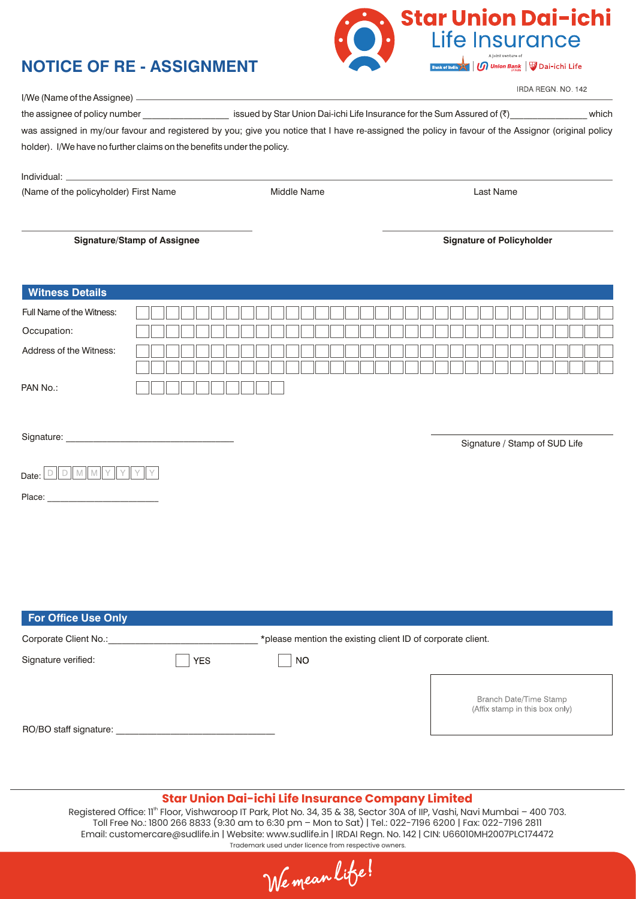# NOTICE OF RE - ASSIGNMENT

**Star Union Dai-ichi Life Insurance**

A joint venture of Bank of India | Union Bank of India | Dai-ichi Life

IRDA REGN. NO. 142

I/We (Name of the Assignee) ______________________________________________

the assignee of policy number ________________ issued by Star Union Dai-ichi Life Insurance for the Sum Assured of (₹)______________ which was assigned in my/our favour and registered by you; give you notice that I have re-assigned the policy in favour of the Assignor (original policy holder). I/We have no further claims on the benefits under the policy.

Individual: ______________________________________________

(Name of the policyholder) First Name          Middle Name          Last Name

______________________________          ______________________________

**Signature/Stamp of Assignee**          **Signature of Policyholder**

## Witness Details

Full Name of the Witness: ______________________________

Occupation: ______________________________

Address of the Witness: ______________________________

______________________________

PAN No.: ______________________________

Signature: ______________________________

______________________________

Signature / Stamp of SUD Life

Date: D D M M Y Y Y Y

Place: ______________________

## For Office Use Only

Corporate Client No.:____________________________ *please mention the existing client ID of corporate client.

Signature verified: ☐ YES ☐ NO

Branch Date/Time Stamp
(Affix stamp in this box only)

RO/BO staff signature: ______________________________

**Star Union Dai-ichi Life Insurance Company Limited**

Registered Office: 11[th] Floor, Vishwaroop IT Park, Plot No. 34, 35 & 38, Sector 30A of IIP, Vashi, Navi Mumbai – 400 703.
Toll Free No.: 1800 266 8833 (9:30 am to 6:30 pm – Mon to Sat) | Tel.: 022-7196 6200 | Fax: 022-7196 2811
Email: customercare@sudlife.in | Website: www.sudlife.in | IRDAI Regn. No. 142 | CIN: U66010MH2007PLC174472
Trademark used under licence from respective owners.

We mean life!